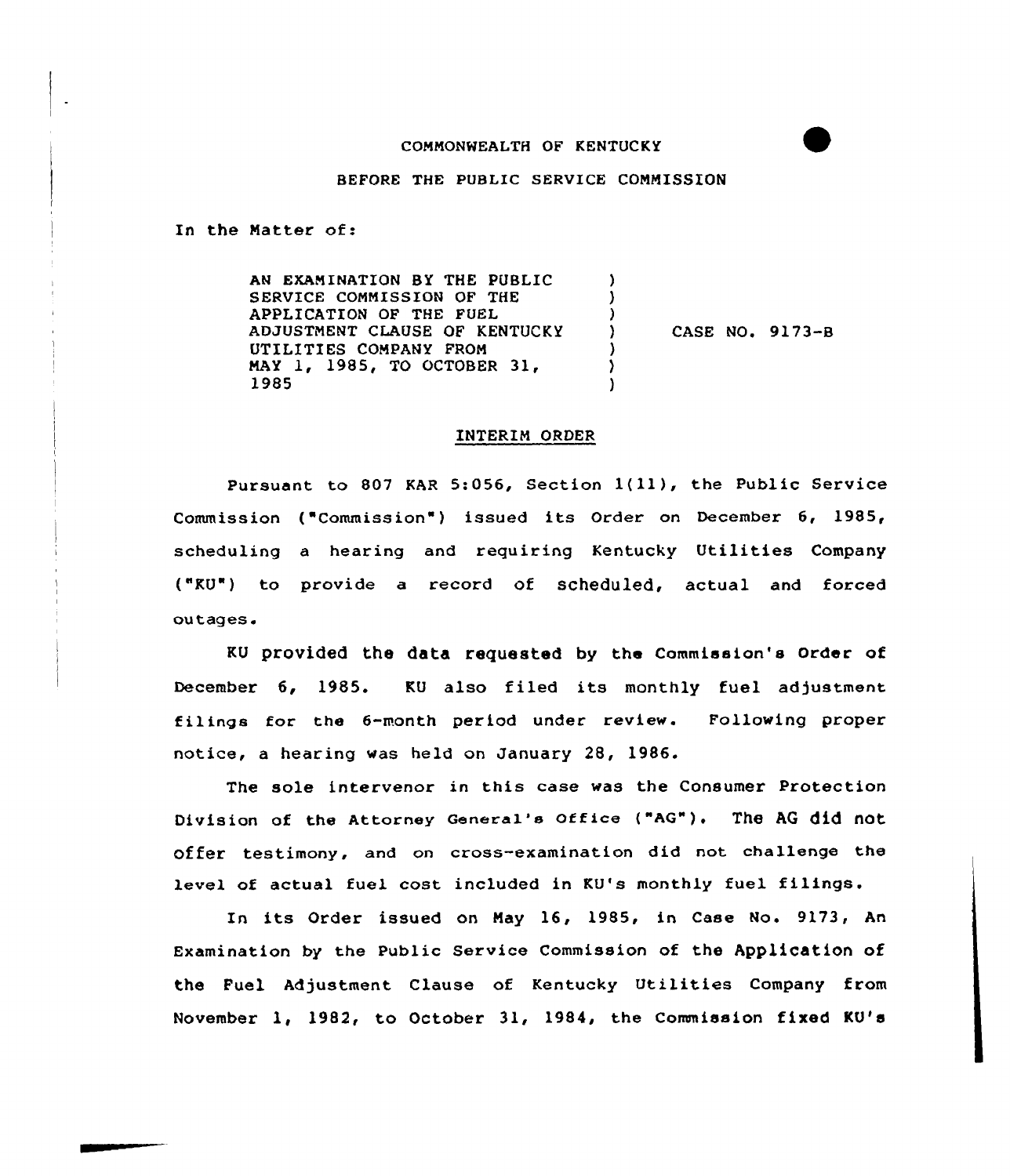COMMONWEALTH OF KENTUCKY

BEFORE THE PUBLIC SERVICE COMMISSION

In the Matter of:

AN EXAMINATION BY THE PUBLIC SERVICE COMMISSION OF THE APPLICATION OF THE FUEL ADJUSTMENT CLAUSE OF KENTUCKY UTILITIES COMPANY FROM MAY 1, 1985, TO OCTOBER 31, 1985 ) CASE NO. 9173-B

## INTERIM ORDER

Pursuant to 807 KAR 5:056, Section 1(11), the Public Service Commission ("Commission") issued its Order on December 6, 1985, scheduling a hearing and requiring Kentucky Utilities Company ("KU") to provide a record of scheduled, actual and forced outages.

KU provided the data requested by the Commission's Order of December 6, 1985. KU also filed its monthly fuel adjustment filings for the 6-month period under review. Following proper notice, a hearing was held on January 28, 1986.

The sole intervenor in this case was the Consumer Protection Division of the Attorney General's Office ("AG"). The AG did not offer testimony, and on cross-examination did not challenge the level of actual fuel cost included in KU's monthly fuel filings.

In its Order issued on May 16, 1985, in Case No. 9173, An Examination by the Public Service Commission of the Application of the Fuel Adjustment Clause of Kentucky Utilities Company from November 1, 1982, to October 31, 1984, the Commission fixed KU's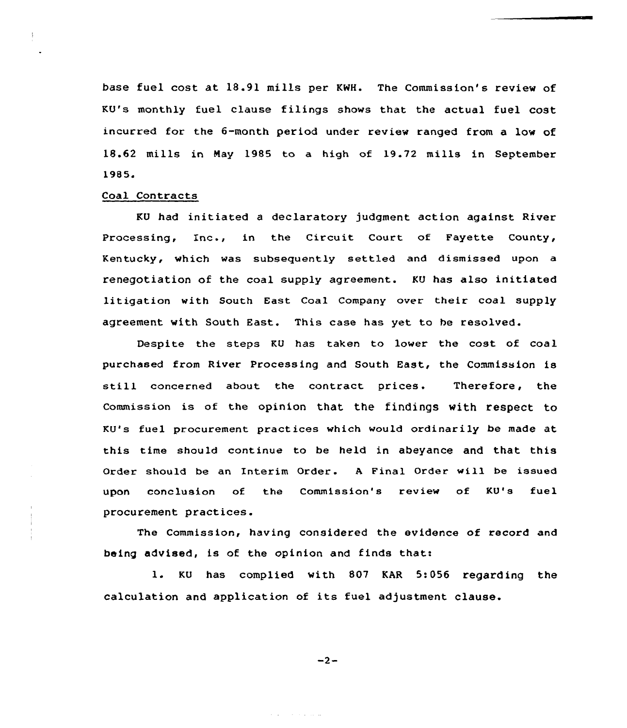base fuel cost at 18.91 mills per KWH. The Commission's review of KU's monthly fuel clause filings shows that the actual fuel cost incurred for the 6-month period under review ranged from a low of 18.62 mills in May 1985 to a high of 19.72 mills in September 1985.

Coal Contracts

KU had initiated a declaratory judgment action against River Processing, Inc., in the Circuit Court of Fayette County, Kentucky, which was subsequently settled and dismissed upon a renegotiation of the coal supply agreement. KU has also initiated litigation with South East Coal Company over their coal supply agreement with South East. This case has yet to be resolved.

Despite the steps KU has taken to lower the cost of coal purchased from River Processing and South East, the Commission is still concerned about the contract prices. Therefore, the Commission is of the opinion that the findings with respect to KU's fuel procurement practices which would ordinarily be made at this time should continue to be held in abeyance and that this Order should be an Interim Order. A Final Order will be issued upon conclusion of the Commission's review of KU's fuel procurement practices.

The Commission, having considered the evidence of record and being advised, is of the opinion and finds that:

1. KU has complied with 807 KAR 5:056 regarding the calculation and application of its fuel adjustment clause.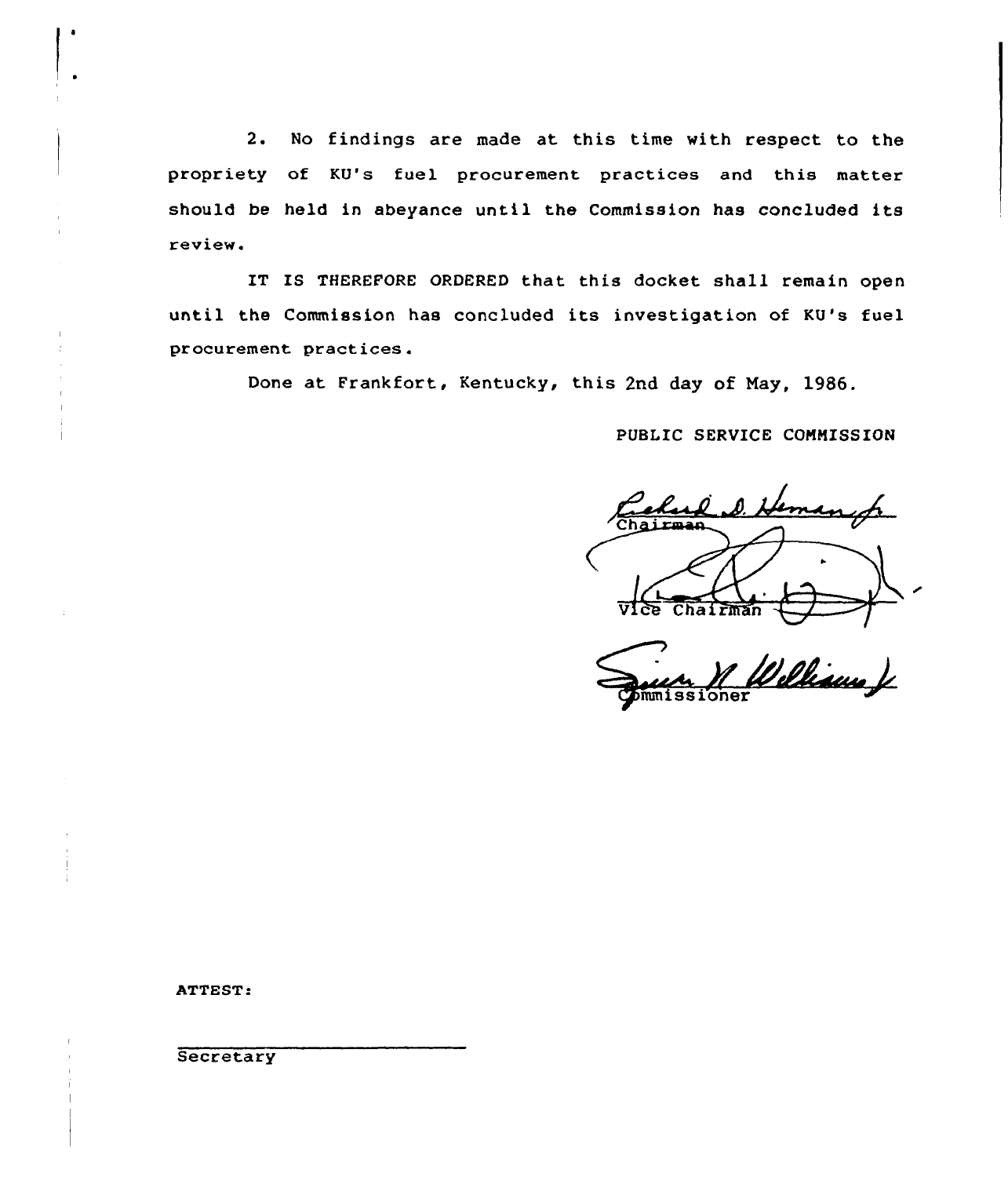2. No findings are made at this time with respect to the propriety of KU's fuel procurement practices and this matter should be held in abeyance until the Commission has concluded its review.

IT IS THEREFORE ORDERED that this docket shall remain open until the Commission has concluded its investigation of KU's fuel procurement practices.

Done at Frankfort, Kentucky, this 2nd day of May, 1986.

PUBLIC SERVICE COMMISSION

Chairman

Vice Chairman

Commissioner

ATTEST:

Secretary